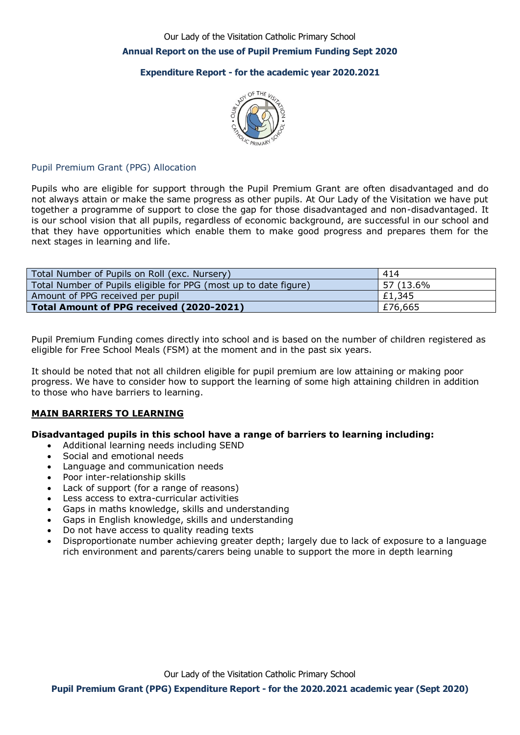Our Lady of the Visitation Catholic Primary School

**Annual Report on the use of Pupil Premium Funding Sept 2020**

**Expenditure Report - for the academic year 2020.2021**

## Pupil Premium Grant (PPG) Allocation

Pupils who are eligible for support through the Pupil Premium Grant are often disadvantaged and do not always attain or make the same progress as other pupils. At Our Lady of the Visitation we have put together a programme of support to close the gap for those disadvantaged and non-disadvantaged. It is our school vision that all pupils, regardless of economic background, are successful in our school and that they have opportunities which enable them to make good progress and prepares them for the next stages in learning and life.

| | |
|---|---|
| Total Number of Pupils on Roll (exc. Nursery) | 414 |
| Total Number of Pupils eligible for PPG (most up to date figure) | 57 (13.6% |
| Amount of PPG received per pupil | £1,345 |
| **Total Amount of PPG received (2020-2021)** | £76,665 |

Pupil Premium Funding comes directly into school and is based on the number of children registered as eligible for Free School Meals (FSM) at the moment and in the past six years.

It should be noted that not all children eligible for pupil premium are low attaining or making poor progress. We have to consider how to support the learning of some high attaining children in addition to those who have barriers to learning.

## MAIN BARRIERS TO LEARNING

**Disadvantaged pupils in this school have a range of barriers to learning including:**

- Additional learning needs including SEND
- Social and emotional needs
- Language and communication needs
- Poor inter-relationship skills
- Lack of support (for a range of reasons)
- Less access to extra-curricular activities
- Gaps in maths knowledge, skills and understanding
- Gaps in English knowledge, skills and understanding
- Do not have access to quality reading texts
- Disproportionate number achieving greater depth; largely due to lack of exposure to a language rich environment and parents/carers being unable to support the more in depth learning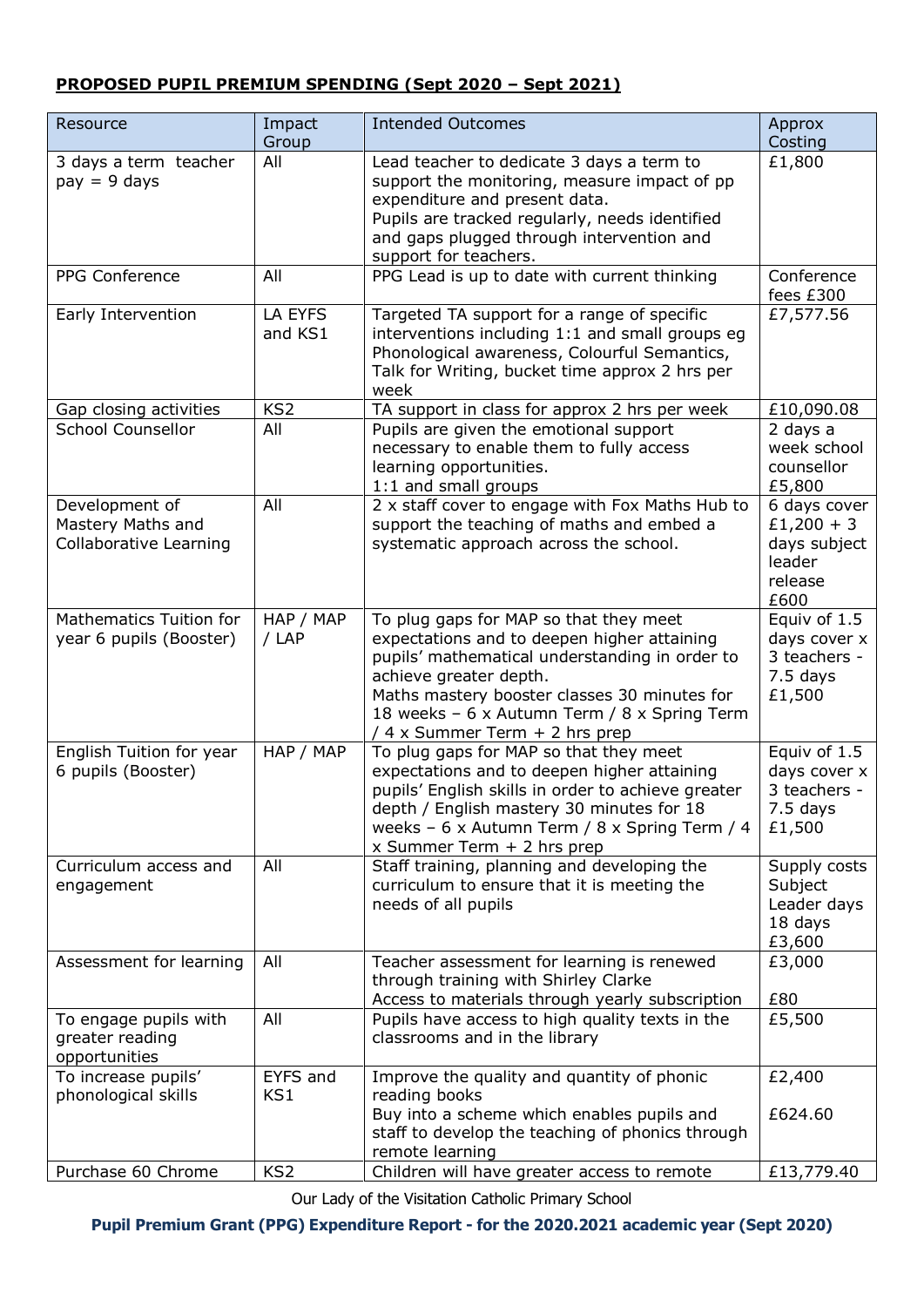**PROPOSED PUPIL PREMIUM SPENDING (Sept 2020 – Sept 2021)**

| Resource | Impact Group | Intended Outcomes | Approx Costing |
|---|---|---|---|
| 3 days a term teacher pay = 9 days | All | Lead teacher to dedicate 3 days a term to support the monitoring, measure impact of pp expenditure and present data.<br>Pupils are tracked regularly, needs identified and gaps plugged through intervention and support for teachers. | £1,800 |
| PPG Conference | All | PPG Lead is up to date with current thinking | Conference fees £300 |
| Early Intervention | LA EYFS and KS1 | Targeted TA support for a range of specific interventions including 1:1 and small groups eg Phonological awareness, Colourful Semantics, Talk for Writing, bucket time approx 2 hrs per week | £7,577.56 |
| Gap closing activities | KS2 | TA support in class for approx 2 hrs per week | £10,090.08 |
| School Counsellor | All | Pupils are given the emotional support necessary to enable them to fully access learning opportunities.<br>1:1 and small groups | 2 days a week school counsellor £5,800 |
| Development of Mastery Maths and Collaborative Learning | All | 2 x staff cover to engage with Fox Maths Hub to support the teaching of maths and embed a systematic approach across the school. | 6 days cover £1,200 + 3 days subject leader release £600 |
| Mathematics Tuition for year 6 pupils (Booster) | HAP / MAP / LAP | To plug gaps for MAP so that they meet expectations and to deepen higher attaining pupils' mathematical understanding in order to achieve greater depth.<br>Maths mastery booster classes 30 minutes for 18 weeks – 6 x Autumn Term / 8 x Spring Term / 4 x Summer Term + 2 hrs prep | Equiv of 1.5 days cover x 3 teachers - 7.5 days £1,500 |
| English Tuition for year 6 pupils (Booster) | HAP / MAP | To plug gaps for MAP so that they meet expectations and to deepen higher attaining pupils' English skills in order to achieve greater depth / English mastery 30 minutes for 18 weeks – 6 x Autumn Term / 8 x Spring Term / 4 x Summer Term + 2 hrs prep | Equiv of 1.5 days cover x 3 teachers - 7.5 days £1,500 |
| Curriculum access and engagement | All | Staff training, planning and developing the curriculum to ensure that it is meeting the needs of all pupils | Supply costs Subject Leader days 18 days £3,600 |
| Assessment for learning | All | Teacher assessment for learning is renewed through training with Shirley Clarke<br>Access to materials through yearly subscription | £3,000<br><br>£80 |
| To engage pupils with greater reading opportunities | All | Pupils have access to high quality texts in the classrooms and in the library | £5,500 |
| To increase pupils' phonological skills | EYFS and KS1 | Improve the quality and quantity of phonic reading books<br>Buy into a scheme which enables pupils and staff to develop the teaching of phonics through remote learning | £2,400<br><br>£624.60 |
| Purchase 60 Chrome | KS2 | Children will have greater access to remote | £13,779.40 |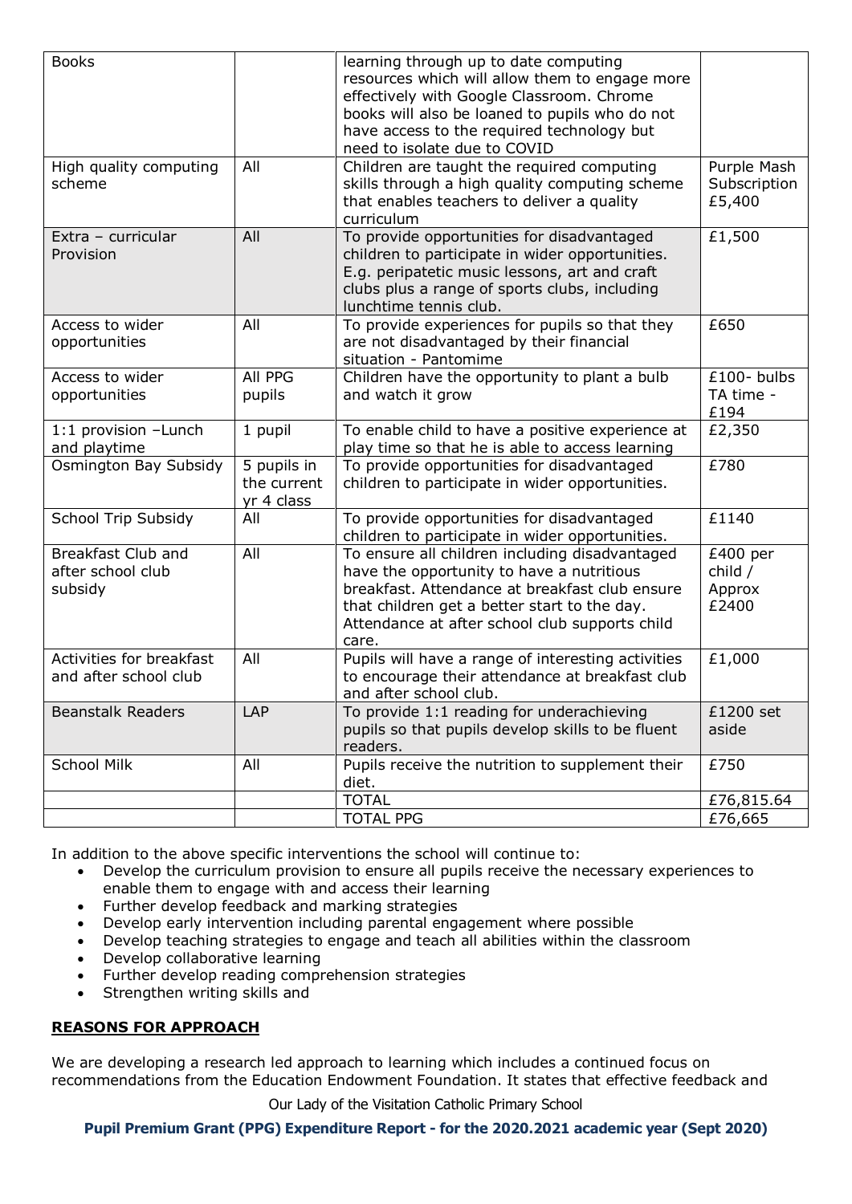| Books | | learning through up to date computing resources which will allow them to engage more effectively with Google Classroom. Chrome books will also be loaned to pupils who do not have access to the required technology but need to isolate due to COVID | |
|---|---|---|---|
| High quality computing scheme | All | Children are taught the required computing skills through a high quality computing scheme that enables teachers to deliver a quality curriculum | Purple Mash Subscription £5,400 |
| Extra – curricular Provision | All | To provide opportunities for disadvantaged children to participate in wider opportunities. E.g. peripatetic music lessons, art and craft clubs plus a range of sports clubs, including lunchtime tennis club. | £1,500 |
| Access to wider opportunities | All | To provide experiences for pupils so that they are not disadvantaged by their financial situation - Pantomime | £650 |
| Access to wider opportunities | All PPG pupils | Children have the opportunity to plant a bulb and watch it grow | £100- bulbs TA time - £194 |
| 1:1 provision –Lunch and playtime | 1 pupil | To enable child to have a positive experience at play time so that he is able to access learning | £2,350 |
| Osmington Bay Subsidy | 5 pupils in the current yr 4 class | To provide opportunities for disadvantaged children to participate in wider opportunities. | £780 |
| School Trip Subsidy | All | To provide opportunities for disadvantaged children to participate in wider opportunities. | £1140 |
| Breakfast Club and after school club subsidy | All | To ensure all children including disadvantaged have the opportunity to have a nutritious breakfast. Attendance at breakfast club ensure that children get a better start to the day. Attendance at after school club supports child care. | £400 per child / Approx £2400 |
| Activities for breakfast and after school club | All | Pupils will have a range of interesting activities to encourage their attendance at breakfast club and after school club. | £1,000 |
| Beanstalk Readers | LAP | To provide 1:1 reading for underachieving pupils so that pupils develop skills to be fluent readers. | £1200 set aside |
| School Milk | All | Pupils receive the nutrition to supplement their diet. | £750 |
| | | TOTAL | £76,815.64 |
| | | TOTAL PPG | £76,665 |

In addition to the above specific interventions the school will continue to:

- Develop the curriculum provision to ensure all pupils receive the necessary experiences to enable them to engage with and access their learning
- Further develop feedback and marking strategies
- Develop early intervention including parental engagement where possible
- Develop teaching strategies to engage and teach all abilities within the classroom
- Develop collaborative learning
- Further develop reading comprehension strategies
- Strengthen writing skills and

## REASONS FOR APPROACH

We are developing a research led approach to learning which includes a continued focus on recommendations from the Education Endowment Foundation. It states that effective feedback and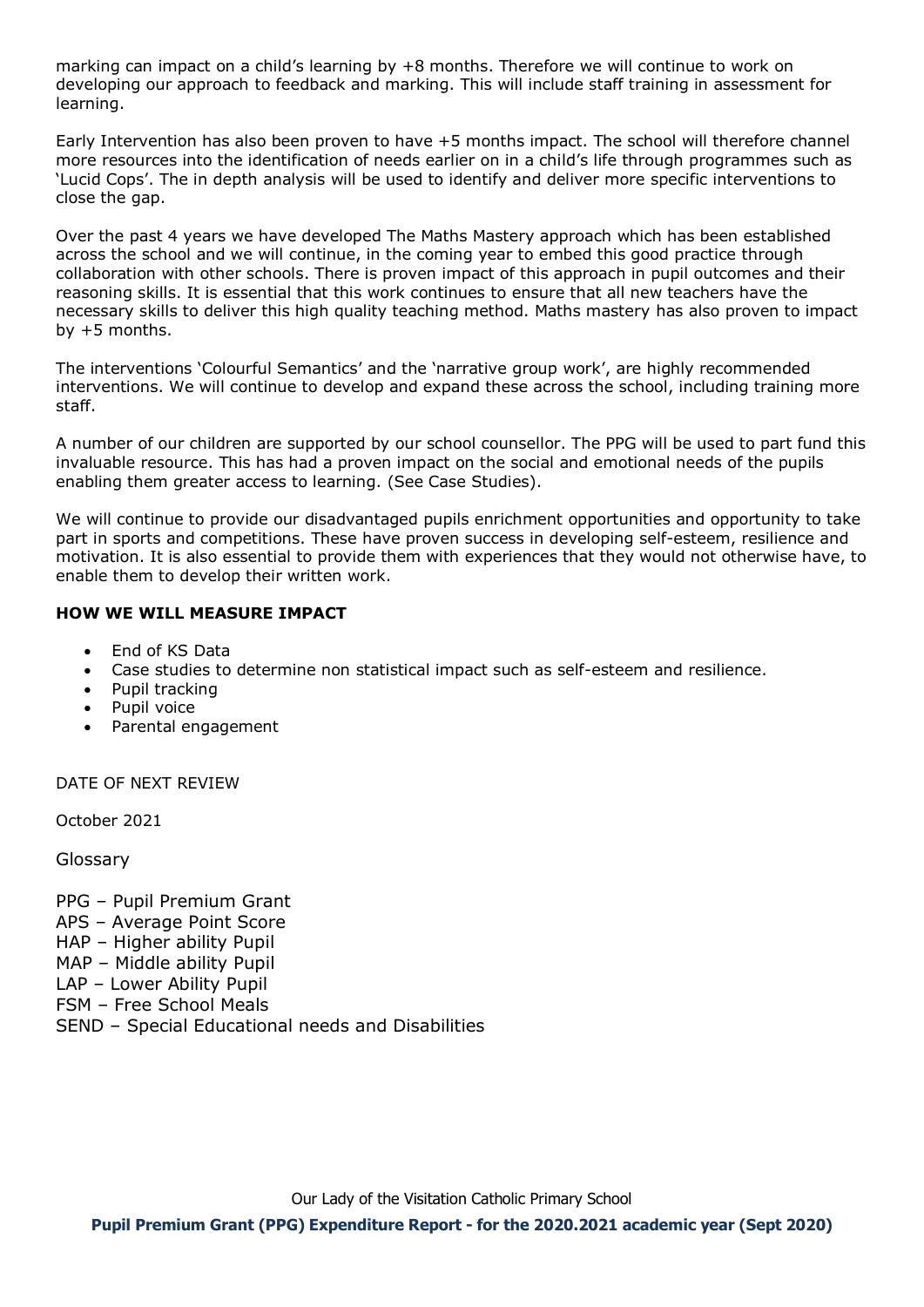marking can impact on a child's learning by +8 months. Therefore we will continue to work on developing our approach to feedback and marking. This will include staff training in assessment for learning.

Early Intervention has also been proven to have +5 months impact. The school will therefore channel more resources into the identification of needs earlier on in a child's life through programmes such as 'Lucid Cops'. The in depth analysis will be used to identify and deliver more specific interventions to close the gap.

Over the past 4 years we have developed The Maths Mastery approach which has been established across the school and we will continue, in the coming year to embed this good practice through collaboration with other schools. There is proven impact of this approach in pupil outcomes and their reasoning skills. It is essential that this work continues to ensure that all new teachers have the necessary skills to deliver this high quality teaching method. Maths mastery has also proven to impact by +5 months.

The interventions 'Colourful Semantics' and the 'narrative group work', are highly recommended interventions. We will continue to develop and expand these across the school, including training more staff.

A number of our children are supported by our school counsellor. The PPG will be used to part fund this invaluable resource. This has had a proven impact on the social and emotional needs of the pupils enabling them greater access to learning. (See Case Studies).

We will continue to provide our disadvantaged pupils enrichment opportunities and opportunity to take part in sports and competitions. These have proven success in developing self-esteem, resilience and motivation. It is also essential to provide them with experiences that they would not otherwise have, to enable them to develop their written work.

**HOW WE WILL MEASURE IMPACT**

- End of KS Data
- Case studies to determine non statistical impact such as self-esteem and resilience.
- Pupil tracking
- Pupil voice
- Parental engagement

DATE OF NEXT REVIEW

October 2021

Glossary

PPG – Pupil Premium Grant
APS – Average Point Score
HAP – Higher ability Pupil
MAP – Middle ability Pupil
LAP – Lower Ability Pupil
FSM – Free School Meals
SEND – Special Educational needs and Disabilities